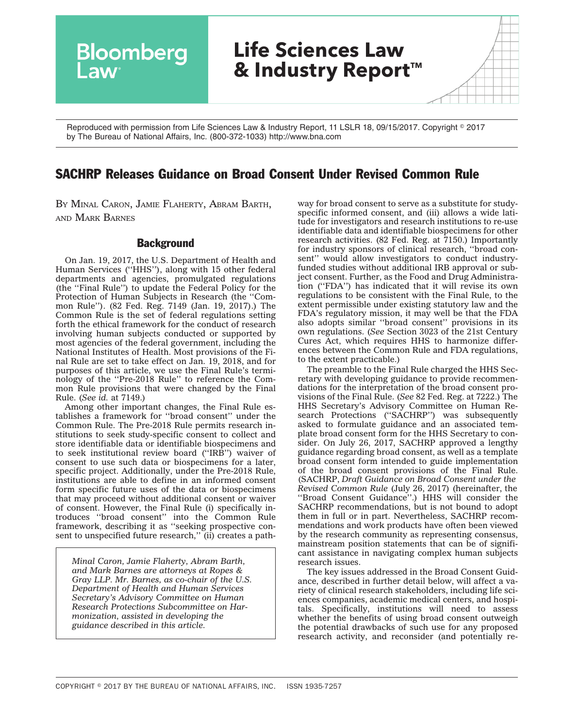Reproduced with permission from Life Sciences Law & Industry Report, 11 LSLR 18, 09/15/2017. Copyright © 2017 by The Bureau of National Affairs, Inc. (800-372-1033) http://www.bna.com

# SACHRP Releases Guidance on Broad Consent Under Revised Common Rule

By Minal Caron, Jamie Flaherty, Abram Barth, and Mark Barnes

## Background

On Jan. 19, 2017, the U.S. Department of Health and Human Services (''HHS''), along with 15 other federal departments and agencies, promulgated regulations (the ''Final Rule'') to update the Federal Policy for the Protection of Human Subjects in Research (the ''Common Rule''). (82 Fed. Reg. 7149 (Jan. 19, 2017).) The Common Rule is the set of federal regulations setting forth the ethical framework for the conduct of research involving human subjects conducted or supported by most agencies of the federal government, including the National Institutes of Health. Most provisions of the Final Rule are set to take effect on Jan. 19, 2018, and for purposes of this article, we use the Final Rule's terminology of the ''Pre-2018 Rule'' to reference the Common Rule provisions that were changed by the Final Rule. (*See id.* at 7149.)

Among other important changes, the Final Rule establishes a framework for ''broad consent'' under the Common Rule. The Pre-2018 Rule permits research institutions to seek study-specific consent to collect and store identifiable data or identifiable biospecimens and to seek institutional review board (''IRB'') waiver of consent to use such data or biospecimens for a later, specific project. Additionally, under the Pre-2018 Rule, institutions are able to define in an informed consent form specific future uses of the data or biospecimens that may proceed without additional consent or waiver of consent. However, the Final Rule (i) specifically introduces ''broad consent'' into the Common Rule framework, describing it as ''seeking prospective consent to unspecified future research,'' (ii) creates a pathway for broad consent to serve as a substitute for study-specific informed consent, and (iii) allows a wide latitude for investigators and research institutions to re-use identifiable data and identifiable biospecimens for other research activities. (82 Fed. Reg. at 7150.) Importantly for industry sponsors of clinical research, ''broad consent'' would allow investigators to conduct industry-funded studies without additional IRB approval or subject consent. Further, as the Food and Drug Administration (''FDA'') has indicated that it will revise its own regulations to be consistent with the Final Rule, to the extent permissible under existing statutory law and the FDA's regulatory mission, it may well be that the FDA also adopts similar ''broad consent'' provisions in its own regulations. (*See* Section 3023 of the 21st Century Cures Act, which requires HHS to harmonize differences between the Common Rule and FDA regulations, to the extent practicable.)

*Minal Caron, Jamie Flaherty, Abram Barth, and Mark Barnes are attorneys at Ropes & Gray LLP. Mr. Barnes, as co-chair of the U.S. Department of Health and Human Services Secretary's Advisory Committee on Human Research Protections Subcommittee on Harmonization, assisted in developing the guidance described in this article.*

The preamble to the Final Rule charged the HHS Secretary with developing guidance to provide recommendations for the interpretation of the broad consent provisions of the Final Rule. (*See* 82 Fed. Reg. at 7222.) The HHS Secretary's Advisory Committee on Human Research Protections (''SACHRP'') was subsequently asked to formulate guidance and an associated template broad consent form for the HHS Secretary to consider. On July 26, 2017, SACHRP approved a lengthy guidance regarding broad consent, as well as a template broad consent form intended to guide implementation of the broad consent provisions of the Final Rule. (SACHRP, *Draft Guidance on Broad Consent under the Revised Common Rule* (July 26, 2017) (hereinafter, the ''Broad Consent Guidance''.) HHS will consider the SACHRP recommendations, but is not bound to adopt them in full or in part. Nevertheless, SACHRP recommendations and work products have often been viewed by the research community as representing consensus, mainstream position statements that can be of significant assistance in navigating complex human subjects research issues.

The key issues addressed in the Broad Consent Guidance, described in further detail below, will affect a variety of clinical research stakeholders, including life sciences companies, academic medical centers, and hospitals. Specifically, institutions will need to assess whether the benefits of using broad consent outweigh the potential drawbacks of such use for any proposed research activity, and reconsider (and potentially re-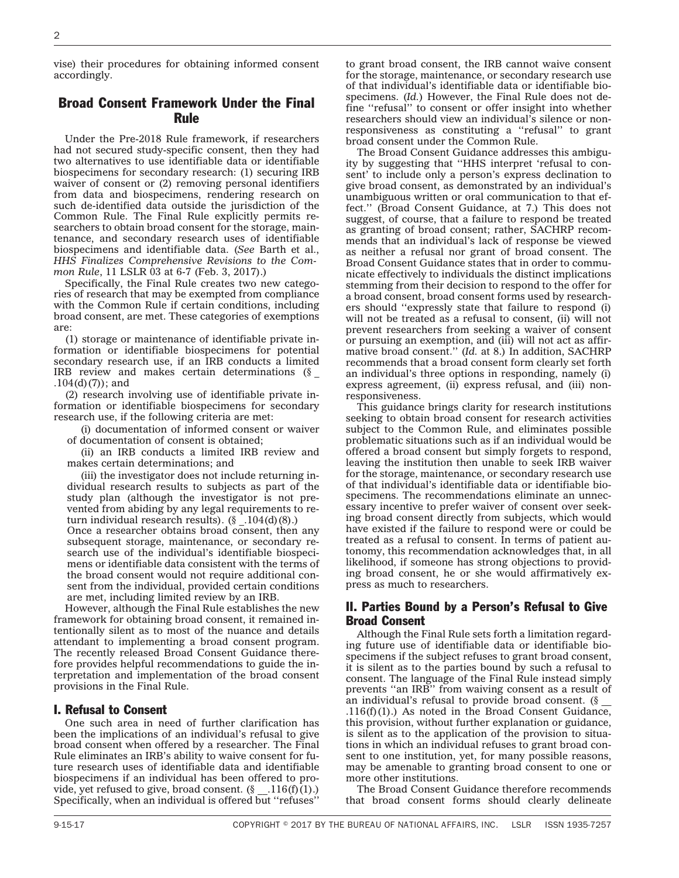vise) their procedures for obtaining informed consent accordingly.

## Broad Consent Framework Under the Final Rule

Under the Pre-2018 Rule framework, if researchers had not secured study-specific consent, then they had two alternatives to use identifiable data or identifiable biospecimens for secondary research: (1) securing IRB waiver of consent or (2) removing personal identifiers from data and biospecimens, rendering research on such de-identified data outside the jurisdiction of the Common Rule. The Final Rule explicitly permits researchers to obtain broad consent for the storage, maintenance, and secondary research uses of identifiable biospecimens and identifiable data. (*See* Barth et al., *HHS Finalizes Comprehensive Revisions to the Common Rule*, 11 LSLR 03 at 6-7 (Feb. 3, 2017).)

Specifically, the Final Rule creates two new categories of research that may be exempted from compliance with the Common Rule if certain conditions, including broad consent, are met. These categories of exemptions are:

(1) storage or maintenance of identifiable private information or identifiable biospecimens for potential secondary research use, if an IRB conducts a limited IRB review and makes certain determinations (§ _ .104(d)(7)); and

(2) research involving use of identifiable private information or identifiable biospecimens for secondary research use, if the following criteria are met:

> (i) documentation of informed consent or waiver of documentation of consent is obtained;
>
> (ii) an IRB conducts a limited IRB review and makes certain determinations; and
>
> (iii) the investigator does not include returning individual research results to subjects as part of the study plan (although the investigator is not prevented from abiding by any legal requirements to return individual research results). (§ _.104(d)(8).)
>
> Once a researcher obtains broad consent, then any subsequent storage, maintenance, or secondary research use of the individual's identifiable biospecimens or identifiable data consistent with the terms of the broad consent would not require additional consent from the individual, provided certain conditions are met, including limited review by an IRB.

However, although the Final Rule establishes the new framework for obtaining broad consent, it remained intentionally silent as to most of the nuance and details attendant to implementing a broad consent program. The recently released Broad Consent Guidance therefore provides helpful recommendations to guide the interpretation and implementation of the broad consent provisions in the Final Rule.

### I. Refusal to Consent

One such area in need of further clarification has been the implications of an individual's refusal to give broad consent when offered by a researcher. The Final Rule eliminates an IRB's ability to waive consent for future research uses of identifiable data and identifiable biospecimens if an individual has been offered to provide, yet refused to give, broad consent. (§ __.116(f)(1).) Specifically, when an individual is offered but ''refuses'' to grant broad consent, the IRB cannot waive consent for the storage, maintenance, or secondary research use of that individual's identifiable data or identifiable biospecimens. (*Id.*) However, the Final Rule does not define ''refusal'' to consent or offer insight into whether researchers should view an individual's silence or non-responsiveness as constituting a ''refusal'' to grant broad consent under the Common Rule.

The Broad Consent Guidance addresses this ambiguity by suggesting that ''HHS interpret 'refusal to consent' to include only a person's express declination to give broad consent, as demonstrated by an individual's unambiguous written or oral communication to that effect.'' (Broad Consent Guidance, at 7.) This does not suggest, of course, that a failure to respond be treated as granting of broad consent; rather, SACHRP recommends that an individual's lack of response be viewed as neither a refusal nor grant of broad consent. The Broad Consent Guidance states that in order to communicate effectively to individuals the distinct implications stemming from their decision to respond to the offer for a broad consent, broad consent forms used by researchers should ''expressly state that failure to respond (i) will not be treated as a refusal to consent, (ii) will not prevent researchers from seeking a waiver of consent or pursuing an exemption, and (iii) will not act as affirmative broad consent.'' (*Id.* at 8.) In addition, SACHRP recommends that a broad consent form clearly set forth an individual's three options in responding, namely (i) express agreement, (ii) express refusal, and (iii) non-responsiveness.

This guidance brings clarity for research institutions seeking to obtain broad consent for research activities subject to the Common Rule, and eliminates possible problematic situations such as if an individual would be offered a broad consent but simply forgets to respond, leaving the institution then unable to seek IRB waiver for the storage, maintenance, or secondary research use of that individual's identifiable data or identifiable biospecimens. The recommendations eliminate an unnecessary incentive to prefer waiver of consent over seeking broad consent directly from subjects, which would have existed if the failure to respond were or could be treated as a refusal to consent. In terms of patient autonomy, this recommendation acknowledges that, in all likelihood, if someone has strong objections to providing broad consent, he or she would affirmatively express as much to researchers.

### II. Parties Bound by a Person's Refusal to Give Broad Consent

Although the Final Rule sets forth a limitation regarding future use of identifiable data or identifiable biospecimens if the subject refuses to grant broad consent, it is silent as to the parties bound by such a refusal to consent. The language of the Final Rule instead simply prevents ''an IRB'' from waiving consent as a result of an individual's refusal to provide broad consent. (§ __ .116(f)(1).) As noted in the Broad Consent Guidance, this provision, without further explanation or guidance, is silent as to the application of the provision to situations in which an individual refuses to grant broad consent to one institution, yet, for many possible reasons, may be amenable to granting broad consent to one or more other institutions.

The Broad Consent Guidance therefore recommends that broad consent forms should clearly delineate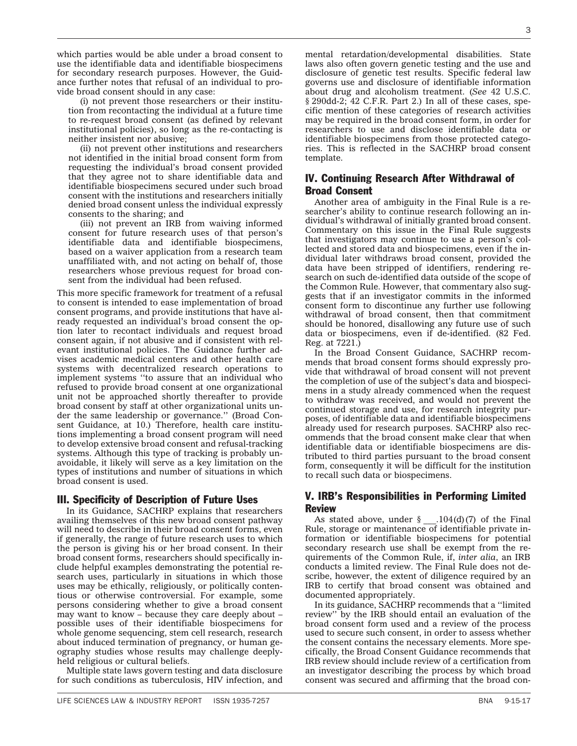which parties would be able under a broad consent to use the identifiable data and identifiable biospecimens for secondary research purposes. However, the Guidance further notes that refusal of an individual to provide broad consent should in any case:

(i) not prevent those researchers or their institution from recontacting the individual at a future time to re-request broad consent (as defined by relevant institutional policies), so long as the re-contacting is neither insistent nor abusive;

(ii) not prevent other institutions and researchers not identified in the initial broad consent form from requesting the individual's broad consent provided that they agree not to share identifiable data and identifiable biospecimens secured under such broad consent with the institutions and researchers initially denied broad consent unless the individual expressly consents to the sharing; and

(iii) not prevent an IRB from waiving informed consent for future research uses of that person's identifiable data and identifiable biospecimens, based on a waiver application from a research team unaffiliated with, and not acting on behalf of, those researchers whose previous request for broad consent from the individual had been refused.

This more specific framework for treatment of a refusal to consent is intended to ease implementation of broad consent programs, and provide institutions that have already requested an individual's broad consent the option later to recontact individuals and request broad consent again, if not abusive and if consistent with relevant institutional policies. The Guidance further advises academic medical centers and other health care systems with decentralized research operations to implement systems ''to assure that an individual who refused to provide broad consent at one organizational unit not be approached shortly thereafter to provide broad consent by staff at other organizational units under the same leadership or governance.'' (Broad Consent Guidance, at 10.) Therefore, health care institutions implementing a broad consent program will need to develop extensive broad consent and refusal-tracking systems. Although this type of tracking is probably unavoidable, it likely will serve as a key limitation on the types of institutions and number of situations in which broad consent is used.

## III. Specificity of Description of Future Uses

In its Guidance, SACHRP explains that researchers availing themselves of this new broad consent pathway will need to describe in their broad consent forms, even if generally, the range of future research uses to which the person is giving his or her broad consent. In their broad consent forms, researchers should specifically include helpful examples demonstrating the potential research uses, particularly in situations in which those uses may be ethically, religiously, or politically contentious or otherwise controversial. For example, some persons considering whether to give a broad consent may want to know – because they care deeply about – possible uses of their identifiable biospecimens for whole genome sequencing, stem cell research, research about induced termination of pregnancy, or human geography studies whose results may challenge deeply-held religious or cultural beliefs.

Multiple state laws govern testing and data disclosure for such conditions as tuberculosis, HIV infection, and mental retardation/developmental disabilities. State laws also often govern genetic testing and the use and disclosure of genetic test results. Specific federal law governs use and disclosure of identifiable information about drug and alcoholism treatment. (*See* 42 U.S.C. § 290dd-2; 42 C.F.R. Part 2.) In all of these cases, specific mention of these categories of research activities may be required in the broad consent form, in order for researchers to use and disclose identifiable data or identifiable biospecimens from those protected categories. This is reflected in the SACHRP broad consent template.

## IV. Continuing Research After Withdrawal of Broad Consent

Another area of ambiguity in the Final Rule is a researcher's ability to continue research following an individual's withdrawal of initially granted broad consent. Commentary on this issue in the Final Rule suggests that investigators may continue to use a person's collected and stored data and biospecimens, even if the individual later withdraws broad consent, provided the data have been stripped of identifiers, rendering research on such de-identified data outside of the scope of the Common Rule. However, that commentary also suggests that if an investigator commits in the informed consent form to discontinue any further use following withdrawal of broad consent, then that commitment should be honored, disallowing any future use of such data or biospecimens, even if de-identified. (82 Fed. Reg. at 7221.)

In the Broad Consent Guidance, SACHRP recommends that broad consent forms should expressly provide that withdrawal of broad consent will not prevent the completion of use of the subject's data and biospecimens in a study already commenced when the request to withdraw was received, and would not prevent the continued storage and use, for research integrity purposes, of identifiable data and identifiable biospecimens already used for research purposes. SACHRP also recommends that the broad consent make clear that when identifiable data or identifiable biospecimens are distributed to third parties pursuant to the broad consent form, consequently it will be difficult for the institution to recall such data or biospecimens.

## V. IRB's Responsibilities in Performing Limited Review

As stated above, under § ___.104(d)(7) of the Final Rule, storage or maintenance of identifiable private information or identifiable biospecimens for potential secondary research use shall be exempt from the requirements of the Common Rule, if, *inter alia*, an IRB conducts a limited review. The Final Rule does not describe, however, the extent of diligence required by an IRB to certify that broad consent was obtained and documented appropriately.

In its guidance, SACHRP recommends that a ''limited review'' by the IRB should entail an evaluation of the broad consent form used and a review of the process used to secure such consent, in order to assess whether the consent contains the necessary elements. More specifically, the Broad Consent Guidance recommends that IRB review should include review of a certification from an investigator describing the process by which broad consent was secured and affirming that the broad con-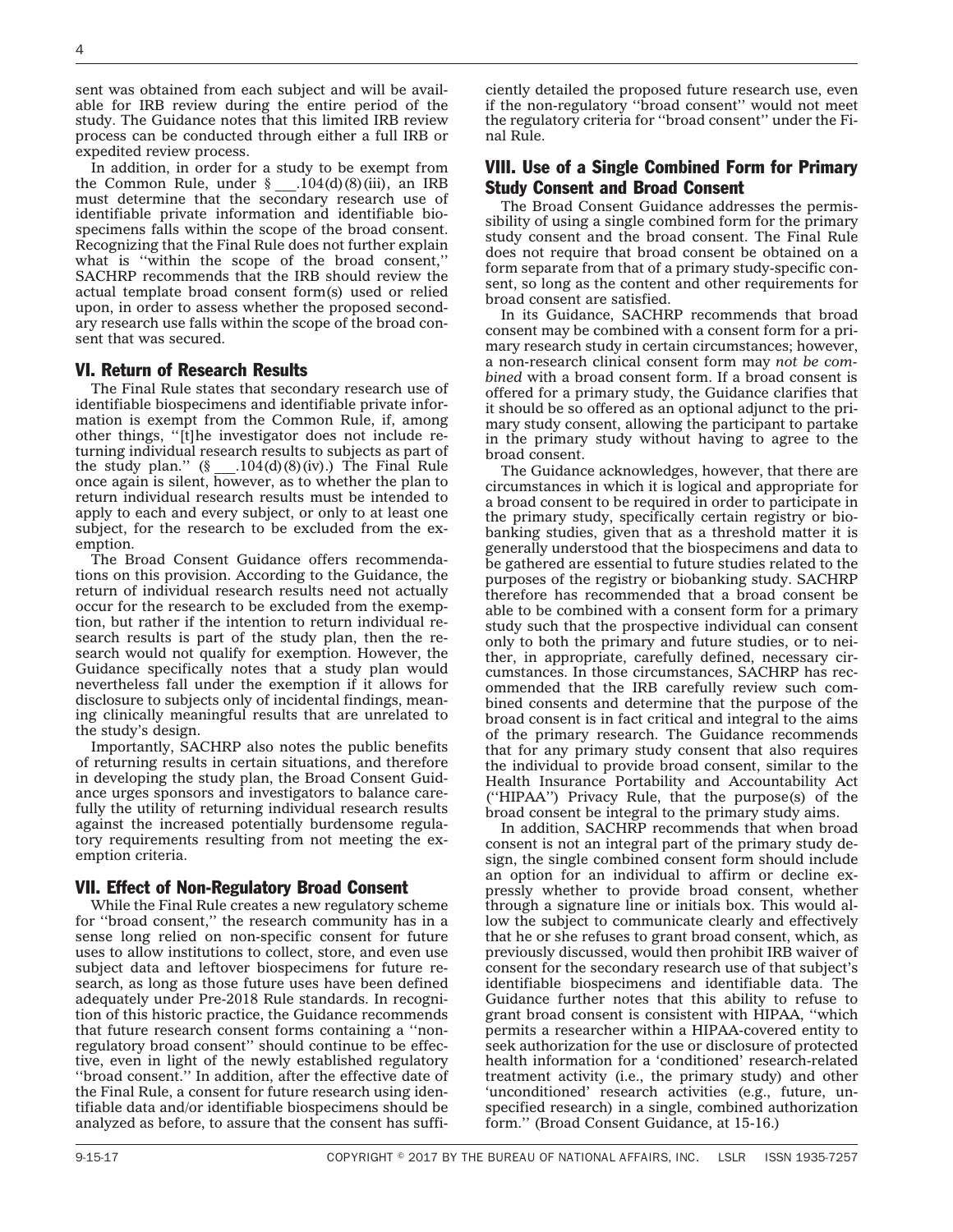sent was obtained from each subject and will be available for IRB review during the entire period of the study. The Guidance notes that this limited IRB review process can be conducted through either a full IRB or expedited review process.

In addition, in order for a study to be exempt from the Common Rule, under § \_\_\_.104(d)(8)(iii), an IRB must determine that the secondary research use of identifiable private information and identifiable biospecimens falls within the scope of the broad consent. Recognizing that the Final Rule does not further explain what is ''within the scope of the broad consent,'' SACHRP recommends that the IRB should review the actual template broad consent form(s) used or relied upon, in order to assess whether the proposed secondary research use falls within the scope of the broad consent that was secured.

## VI. Return of Research Results

The Final Rule states that secondary research use of identifiable biospecimens and identifiable private information is exempt from the Common Rule, if, among other things, ''[t]he investigator does not include returning individual research results to subjects as part of the study plan.'' (§ \_\_\_.104(d)(8)(iv).) The Final Rule once again is silent, however, as to whether the plan to return individual research results must be intended to apply to each and every subject, or only to at least one subject, for the research to be excluded from the exemption.

The Broad Consent Guidance offers recommendations on this provision. According to the Guidance, the return of individual research results need not actually occur for the research to be excluded from the exemption, but rather if the intention to return individual research results is part of the study plan, then the research would not qualify for exemption. However, the Guidance specifically notes that a study plan would nevertheless fall under the exemption if it allows for disclosure to subjects only of incidental findings, meaning clinically meaningful results that are unrelated to the study's design.

Importantly, SACHRP also notes the public benefits of returning results in certain situations, and therefore in developing the study plan, the Broad Consent Guidance urges sponsors and investigators to balance carefully the utility of returning individual research results against the increased potentially burdensome regulatory requirements resulting from not meeting the exemption criteria.

## VII. Effect of Non-Regulatory Broad Consent

While the Final Rule creates a new regulatory scheme for ''broad consent,'' the research community has in a sense long relied on non-specific consent for future uses to allow institutions to collect, store, and even use subject data and leftover biospecimens for future research, as long as those future uses have been defined adequately under Pre-2018 Rule standards. In recognition of this historic practice, the Guidance recommends that future research consent forms containing a ''non-regulatory broad consent'' should continue to be effective, even in light of the newly established regulatory ''broad consent.'' In addition, after the effective date of the Final Rule, a consent for future research using identifiable data and/or identifiable biospecimens should be analyzed as before, to assure that the consent has sufficiently detailed the proposed future research use, even if the non-regulatory ''broad consent'' would not meet the regulatory criteria for ''broad consent'' under the Final Rule.

## VIII. Use of a Single Combined Form for Primary Study Consent and Broad Consent

The Broad Consent Guidance addresses the permissibility of using a single combined form for the primary study consent and the broad consent. The Final Rule does not require that broad consent be obtained on a form separate from that of a primary study-specific consent, so long as the content and other requirements for broad consent are satisfied.

In its Guidance, SACHRP recommends that broad consent may be combined with a consent form for a primary research study in certain circumstances; however, a non-research clinical consent form may *not be combined* with a broad consent form. If a broad consent is offered for a primary study, the Guidance clarifies that it should be so offered as an optional adjunct to the primary study consent, allowing the participant to partake in the primary study without having to agree to the broad consent.

The Guidance acknowledges, however, that there are circumstances in which it is logical and appropriate for a broad consent to be required in order to participate in the primary study, specifically certain registry or biobanking studies, given that as a threshold matter it is generally understood that the biospecimens and data to be gathered are essential to future studies related to the purposes of the registry or biobanking study. SACHRP therefore has recommended that a broad consent be able to be combined with a consent form for a primary study such that the prospective individual can consent only to both the primary and future studies, or to neither, in appropriate, carefully defined, necessary circumstances. In those circumstances, SACHRP has recommended that the IRB carefully review such combined consents and determine that the purpose of the broad consent is in fact critical and integral to the aims of the primary research. The Guidance recommends that for any primary study consent that also requires the individual to provide broad consent, similar to the Health Insurance Portability and Accountability Act (''HIPAA'') Privacy Rule, that the purpose(s) of the broad consent be integral to the primary study aims.

In addition, SACHRP recommends that when broad consent is not an integral part of the primary study design, the single combined consent form should include an option for an individual to affirm or decline expressly whether to provide broad consent, whether through a signature line or initials box. This would allow the subject to communicate clearly and effectively that he or she refuses to grant broad consent, which, as previously discussed, would then prohibit IRB waiver of consent for the secondary research use of that subject's identifiable biospecimens and identifiable data. The Guidance further notes that this ability to refuse to grant broad consent is consistent with HIPAA, ''which permits a researcher within a HIPAA-covered entity to seek authorization for the use or disclosure of protected health information for a 'conditioned' research-related treatment activity (i.e., the primary study) and other 'unconditioned' research activities (e.g., future, unspecified research) in a single, combined authorization form.'' (Broad Consent Guidance, at 15-16.)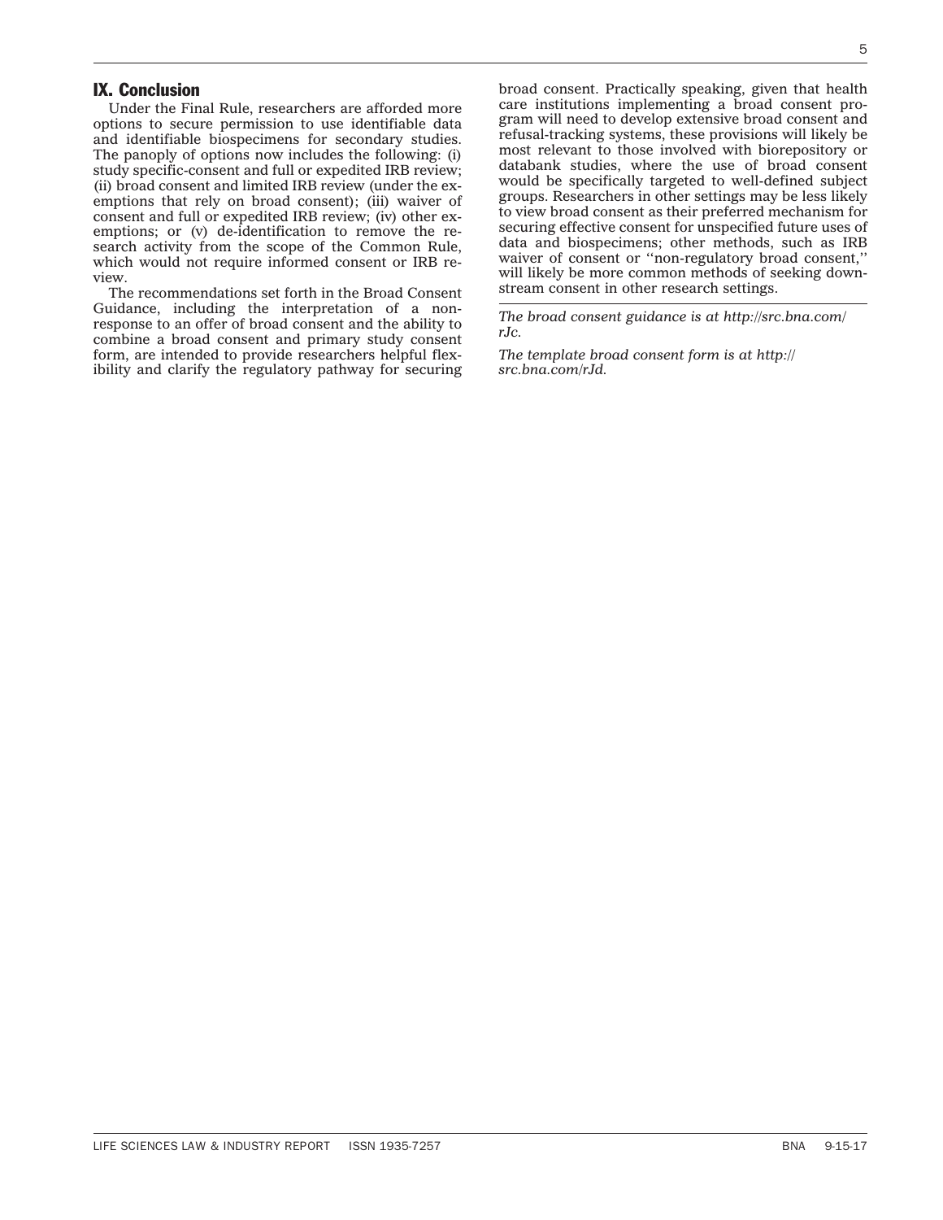## IX. Conclusion

Under the Final Rule, researchers are afforded more options to secure permission to use identifiable data and identifiable biospecimens for secondary studies. The panoply of options now includes the following: (i) study specific-consent and full or expedited IRB review; (ii) broad consent and limited IRB review (under the exemptions that rely on broad consent); (iii) waiver of consent and full or expedited IRB review; (iv) other exemptions; or (v) de-identification to remove the research activity from the scope of the Common Rule, which would not require informed consent or IRB review.

The recommendations set forth in the Broad Consent Guidance, including the interpretation of a non-response to an offer of broad consent and the ability to combine a broad consent and primary study consent form, are intended to provide researchers helpful flexibility and clarify the regulatory pathway for securing broad consent. Practically speaking, given that health care institutions implementing a broad consent program will need to develop extensive broad consent and refusal-tracking systems, these provisions will likely be most relevant to those involved with biorepository or databank studies, where the use of broad consent would be specifically targeted to well-defined subject groups. Researchers in other settings may be less likely to view broad consent as their preferred mechanism for securing effective consent for unspecified future uses of data and biospecimens; other methods, such as IRB waiver of consent or ''non-regulatory broad consent,'' will likely be more common methods of seeking downstream consent in other research settings.

*The broad consent guidance is at http://src.bna.com/rJc.*

*The template broad consent form is at http://src.bna.com/rJd.*